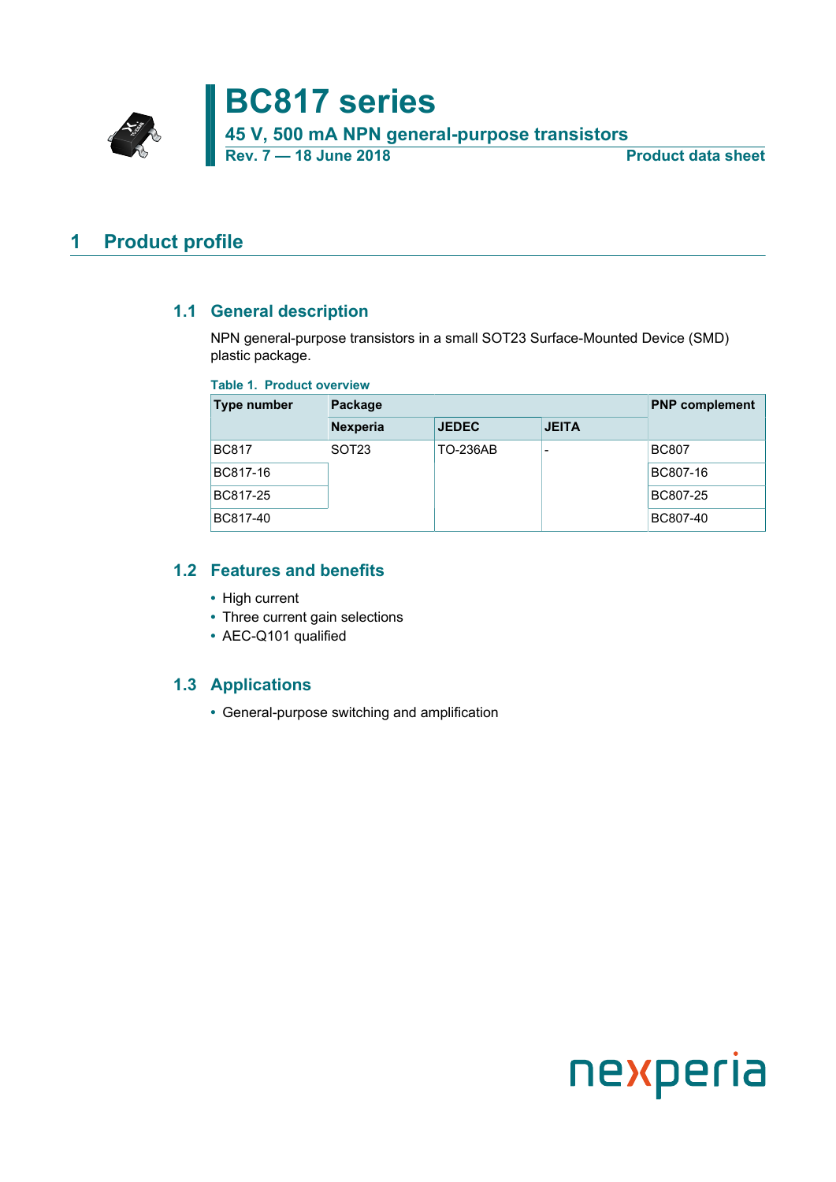# BC817 series

**45 V, 500 mA NPN general-purpose transistors**

**Rev. 7 — 18 June 2018** **Product data sheet**

## 1 Product profile

### 1.1 General description

NPN general-purpose transistors in a small SOT23 Surface-Mounted Device (SMD) plastic package.

**Table 1. Product overview**

| Type number | Package | | | PNP complement |
|---|---|---|---|---|
| | Nexperia | JEDEC | JEITA | |
| BC817 | SOT23 | TO-236AB | - | BC807 |
| BC817-16 | | | | BC807-16 |
| BC817-25 | | | | BC807-25 |
| BC817-40 | | | | BC807-40 |

### 1.2 Features and benefits

- High current
- Three current gain selections
- AEC-Q101 qualified

### 1.3 Applications

- General-purpose switching and amplification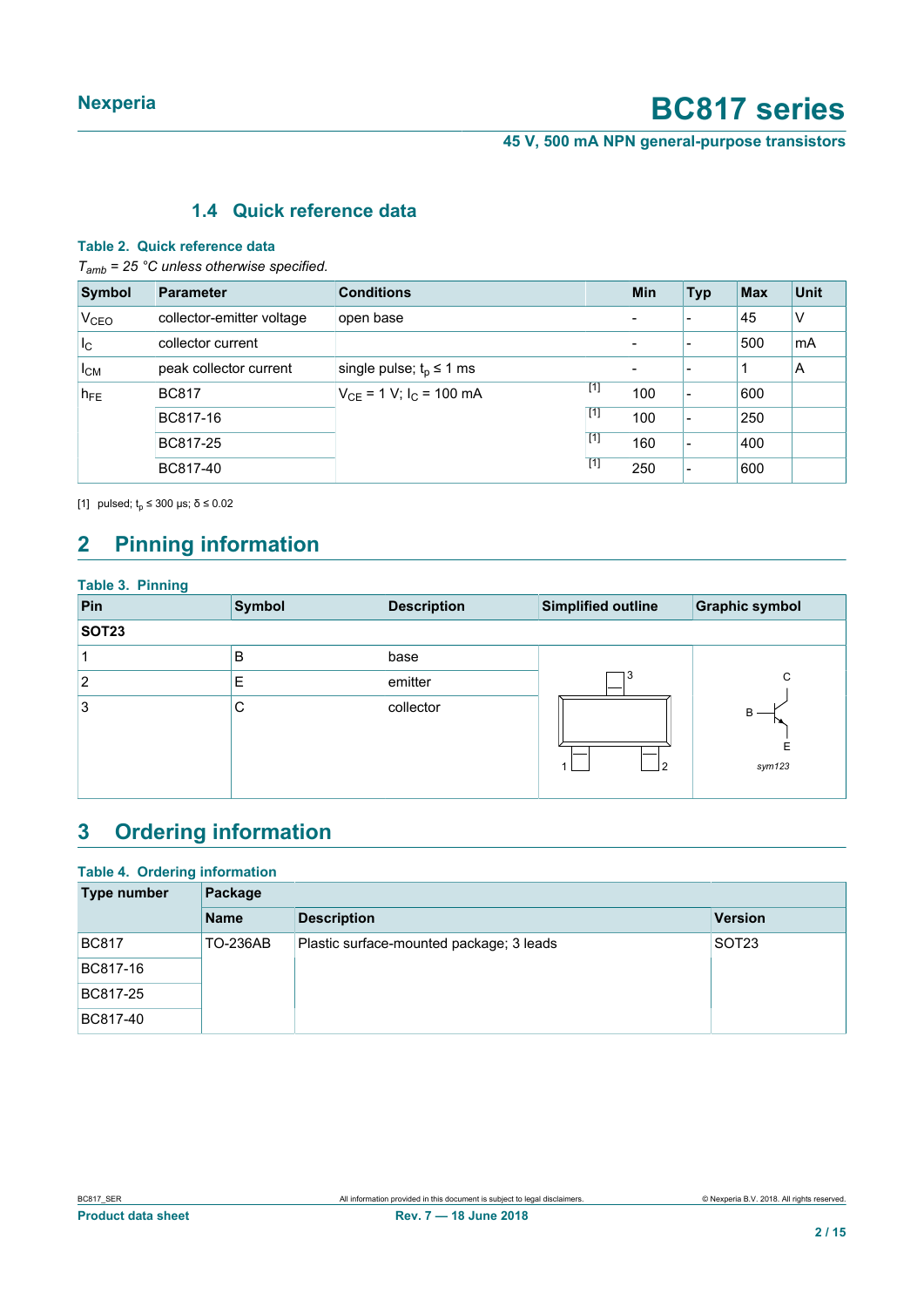### 1.4 Quick reference data

**Table 2. Quick reference data**

*$T_{amb}$ = 25 °C unless otherwise specified.*

| Symbol | Parameter | Conditions | | Min | Typ | Max | Unit |
|---|---|---|---|---|---|---|---|
| $V_{CEO}$ | collector-emitter voltage | open base | | - | - | 45 | V |
| $I_C$ | collector current | | | - | - | 500 | mA |
| $I_{CM}$ | peak collector current | single pulse; $t_p$ ≤ 1 ms | | - | - | 1 | A |
| $h_{FE}$ | BC817 | $V_{CE}$ = 1 V; $I_C$ = 100 mA | [1] | 100 | - | 600 | |
| | BC817-16 | | [1] | 100 | - | 250 | |
| | BC817-25 | | [1] | 160 | - | 400 | |
| | BC817-40 | | [1] | 250 | - | 600 | |

[1] pulsed; $t_p$ ≤ 300 μs; δ ≤ 0.02

## 2 Pinning information

**Table 3. Pinning**

| Pin | Symbol | Description | Simplified outline | Graphic symbol |
|---|---|---|---|---|
| **SOT23** | | | | |
| 1 | B | base | | |
| 2 | E | emitter | | |
| 3 | C | collector | | sym123 |

## 3 Ordering information

**Table 4. Ordering information**

| Type number | Package | | |
|---|---|---|---|
| | Name | Description | Version |
| BC817 | TO-236AB | Plastic surface-mounted package; 3 leads | SOT23 |
| BC817-16 | | | |
| BC817-25 | | | |
| BC817-40 | | | |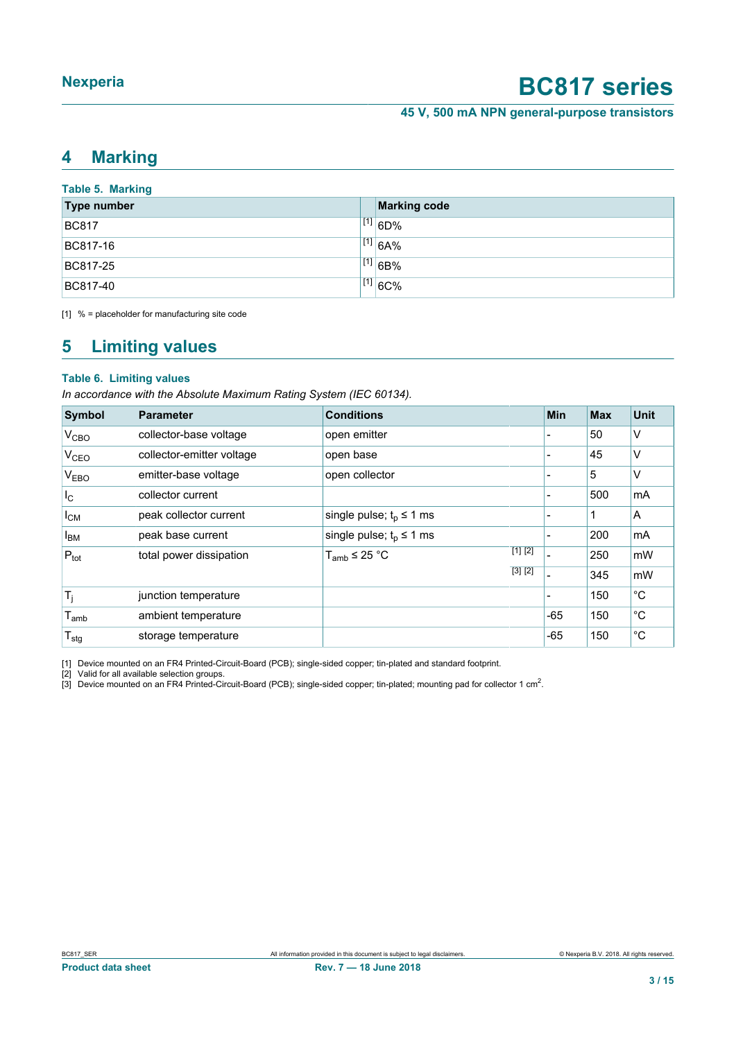## 4 Marking

**Table 5. Marking**

| Type number | | Marking code |
|---|---|---|
| BC817 | [1] | 6D% |
| BC817-16 | [1] | 6A% |
| BC817-25 | [1] | 6B% |
| BC817-40 | [1] | 6C% |

[1] % = placeholder for manufacturing site code

## 5 Limiting values

**Table 6. Limiting values**

*In accordance with the Absolute Maximum Rating System (IEC 60134).*

| Symbol | Parameter | Conditions | | Min | Max | Unit |
|---|---|---|---|---|---|---|
| $V_{CBO}$ | collector-base voltage | open emitter | | - | 50 | V |
| $V_{CEO}$ | collector-emitter voltage | open base | | - | 45 | V |
| $V_{EBO}$ | emitter-base voltage | open collector | | - | 5 | V |
| $I_C$ | collector current | | | - | 500 | mA |
| $I_{CM}$ | peak collector current | single pulse; $t_p \leq 1$ ms | | - | 1 | A |
| $I_{BM}$ | peak base current | single pulse; $t_p \leq 1$ ms | | - | 200 | mA |
| $P_{tot}$ | total power dissipation | $T_{amb} \leq 25$ °C | [1] [2] | - | 250 | mW |
| | | | [3] [2] | - | 345 | mW |
| $T_j$ | junction temperature | | | - | 150 | °C |
| $T_{amb}$ | ambient temperature | | | -65 | 150 | °C |
| $T_{stg}$ | storage temperature | | | -65 | 150 | °C |

[1] Device mounted on an FR4 Printed-Circuit-Board (PCB); single-sided copper; tin-plated and standard footprint.

[2] Valid for all available selection groups.

[3] Device mounted on an FR4 Printed-Circuit-Board (PCB); single-sided copper; tin-plated; mounting pad for collector 1 $cm^2$.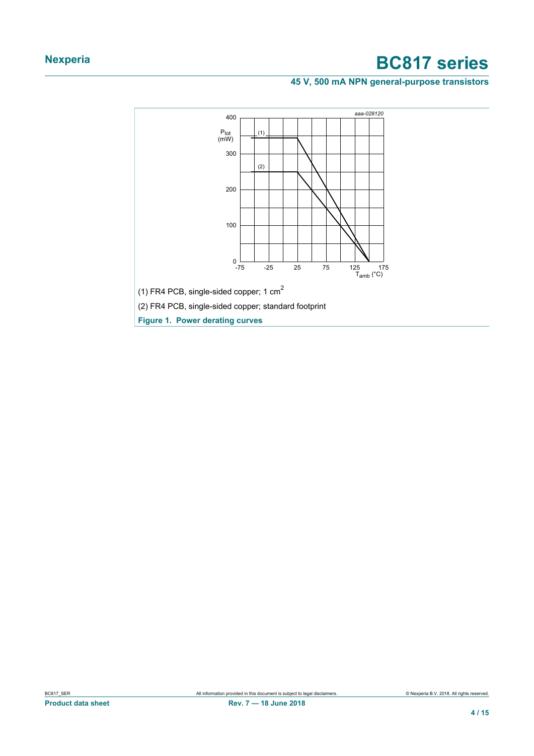(1) FR4 PCB, single-sided copper; 1 $cm^2$

(2) FR4 PCB, single-sided copper; standard footprint

**Figure 1. Power derating curves**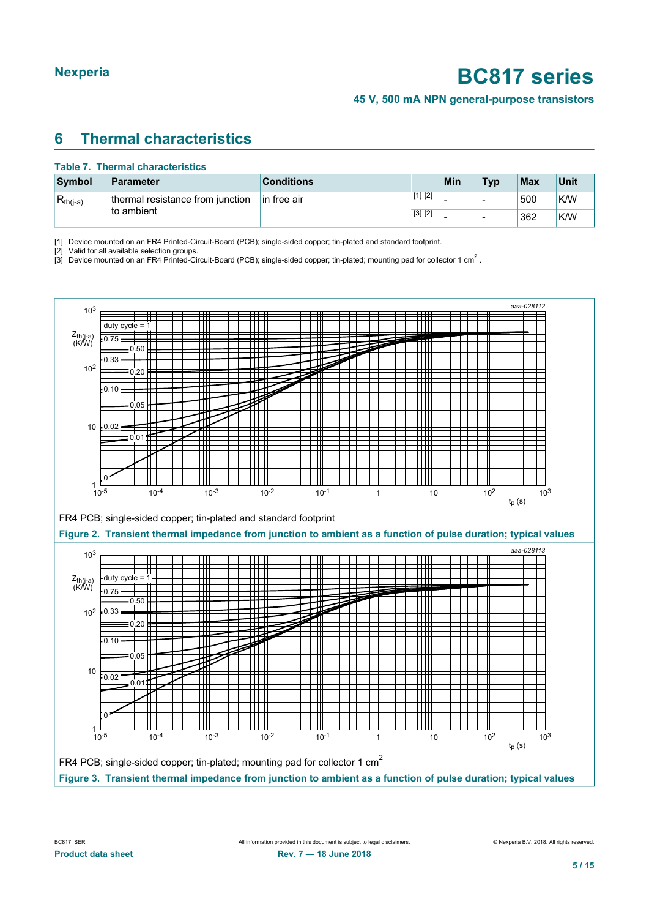## 6 Thermal characteristics

**Table 7. Thermal characteristics**

| Symbol | Parameter | Conditions | | Min | Typ | Max | Unit |
|---|---|---|---|---|---|---|---|
| $R_{th(j-a)}$ | thermal resistance from junction to ambient | in free air | [1] [2] | - | - | 500 | K/W |
| | | | [3] [2] | - | - | 362 | K/W |

[1] Device mounted on an FR4 Printed-Circuit-Board (PCB); single-sided copper; tin-plated and standard footprint.

[2] Valid for all available selection groups.

[3] Device mounted on an FR4 Printed-Circuit-Board (PCB); single-sided copper; tin-plated; mounting pad for collector 1 cm$^2$.

FR4 PCB; single-sided copper; tin-plated and standard footprint

**Figure 2. Transient thermal impedance from junction to ambient as a function of pulse duration; typical values**

FR4 PCB; single-sided copper; tin-plated; mounting pad for collector 1 cm$^2$

**Figure 3. Transient thermal impedance from junction to ambient as a function of pulse duration; typical values**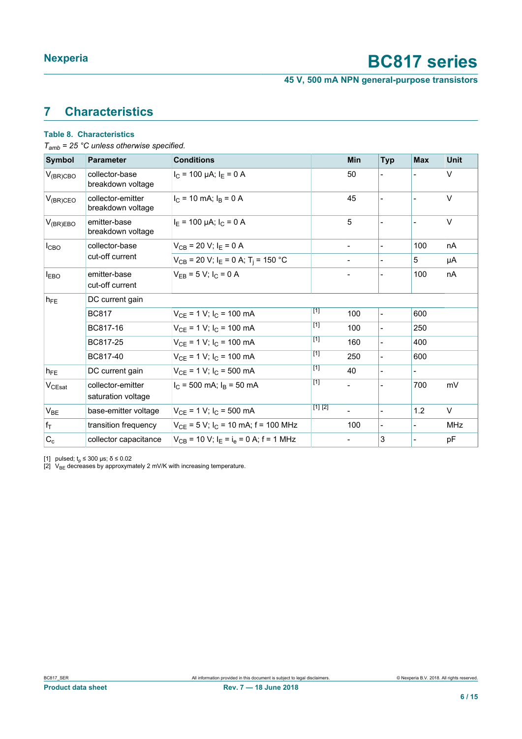## 7 Characteristics

**Table 8. Characteristics**

*$T_{amb}$ = 25 °C unless otherwise specified.*

| Symbol | Parameter | Conditions | | Min | Typ | Max | Unit |
|---|---|---|---|---|---|---|---|
| $V_{(BR)CBO}$ | collector-base breakdown voltage | $I_C$ = 100 µA; $I_E$ = 0 A | | 50 | - | - | V |
| $V_{(BR)CEO}$ | collector-emitter breakdown voltage | $I_C$ = 10 mA; $I_B$ = 0 A | | 45 | - | - | V |
| $V_{(BR)EBO}$ | emitter-base breakdown voltage | $I_E$ = 100 µA; $I_C$ = 0 A | | 5 | - | - | V |
| $I_{CBO}$ | collector-base cut-off current | $V_{CB}$ = 20 V; $I_E$ = 0 A | | - | - | 100 | nA |
| | | $V_{CB}$ = 20 V; $I_E$ = 0 A; $T_j$ = 150 °C | | - | - | 5 | µA |
| $I_{EBO}$ | emitter-base cut-off current | $V_{EB}$ = 5 V; $I_C$ = 0 A | | - | - | 100 | nA |
| $h_{FE}$ | DC current gain | | | | | | |
| | BC817 | $V_{CE}$ = 1 V; $I_C$ = 100 mA | [1] | 100 | - | 600 | |
| | BC817-16 | $V_{CE}$ = 1 V; $I_C$ = 100 mA | [1] | 100 | - | 250 | |
| | BC817-25 | $V_{CE}$ = 1 V; $I_C$ = 100 mA | [1] | 160 | - | 400 | |
| | BC817-40 | $V_{CE}$ = 1 V; $I_C$ = 100 mA | [1] | 250 | - | 600 | |
| $h_{FE}$ | DC current gain | $V_{CE}$ = 1 V; $I_C$ = 500 mA | [1] | 40 | - | - | |
| $V_{CEsat}$ | collector-emitter saturation voltage | $I_C$ = 500 mA; $I_B$ = 50 mA | [1] | - | - | 700 | mV |
| $V_{BE}$ | base-emitter voltage | $V_{CE}$ = 1 V; $I_C$ = 500 mA | [1] [2] | - | - | 1.2 | V |
| $f_T$ | transition frequency | $V_{CE}$ = 5 V; $I_C$ = 10 mA; f = 100 MHz | | 100 | - | - | MHz |
| $C_c$ | collector capacitance | $V_{CB}$ = 10 V; $I_E$ = $i_e$ = 0 A; f = 1 MHz | | - | 3 | - | pF |

[1] pulsed; $t_p$ ≤ 300 µs; δ ≤ 0.02

[2] $V_{BE}$ decreases by approxymately 2 mV/K with increasing temperature.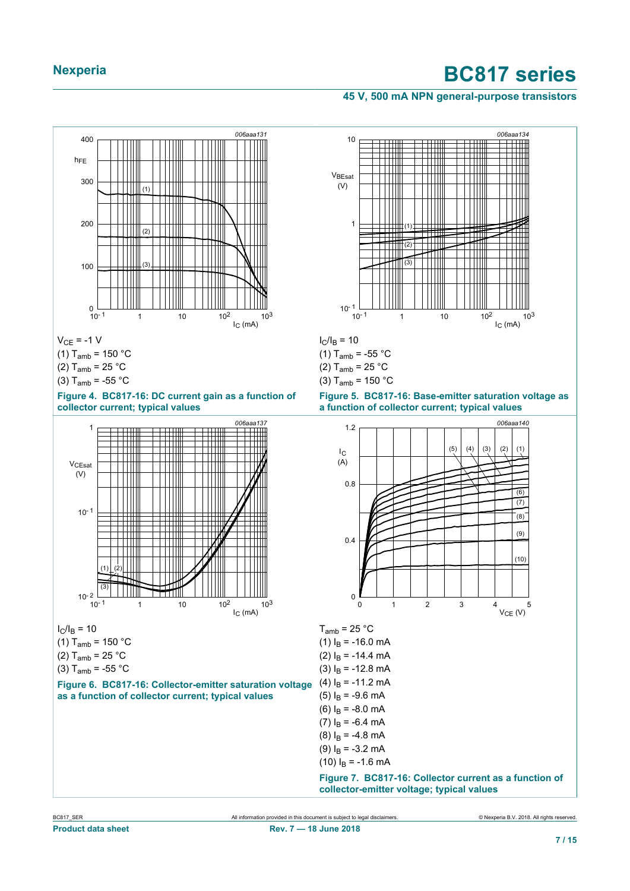$V_{CE}$ = -1 V

(1) $T_{amb}$ = 150 °C

(2) $T_{amb}$ = 25 °C

(3) $T_{amb}$ = -55 °C

**Figure 4. BC817-16: DC current gain as a function of collector current; typical values**

$I_C/I_B$ = 10

(1) $T_{amb}$ = -55 °C

(2) $T_{amb}$ = 25 °C

(3) $T_{amb}$ = 150 °C

**Figure 5. BC817-16: Base-emitter saturation voltage as a function of collector current; typical values**

$I_C/I_B$ = 10

(1) $T_{amb}$ = 150 °C

(2) $T_{amb}$ = 25 °C

(3) $T_{amb}$ = -55 °C

**Figure 6. BC817-16: Collector-emitter saturation voltage as a function of collector current; typical values**

$T_{amb}$ = 25 °C

(1) $I_B$ = -16.0 mA

(2) $I_B$ = -14.4 mA

(3) $I_B$ = -12.8 mA

(4) $I_B$ = -11.2 mA

(5) $I_B$ = -9.6 mA

(6) $I_B$ = -8.0 mA

(7) $I_B$ = -6.4 mA

(8) $I_B$ = -4.8 mA

(9) $I_B$ = -3.2 mA

(10) $I_B$ = -1.6 mA

**Figure 7. BC817-16: Collector current as a function of collector-emitter voltage; typical values**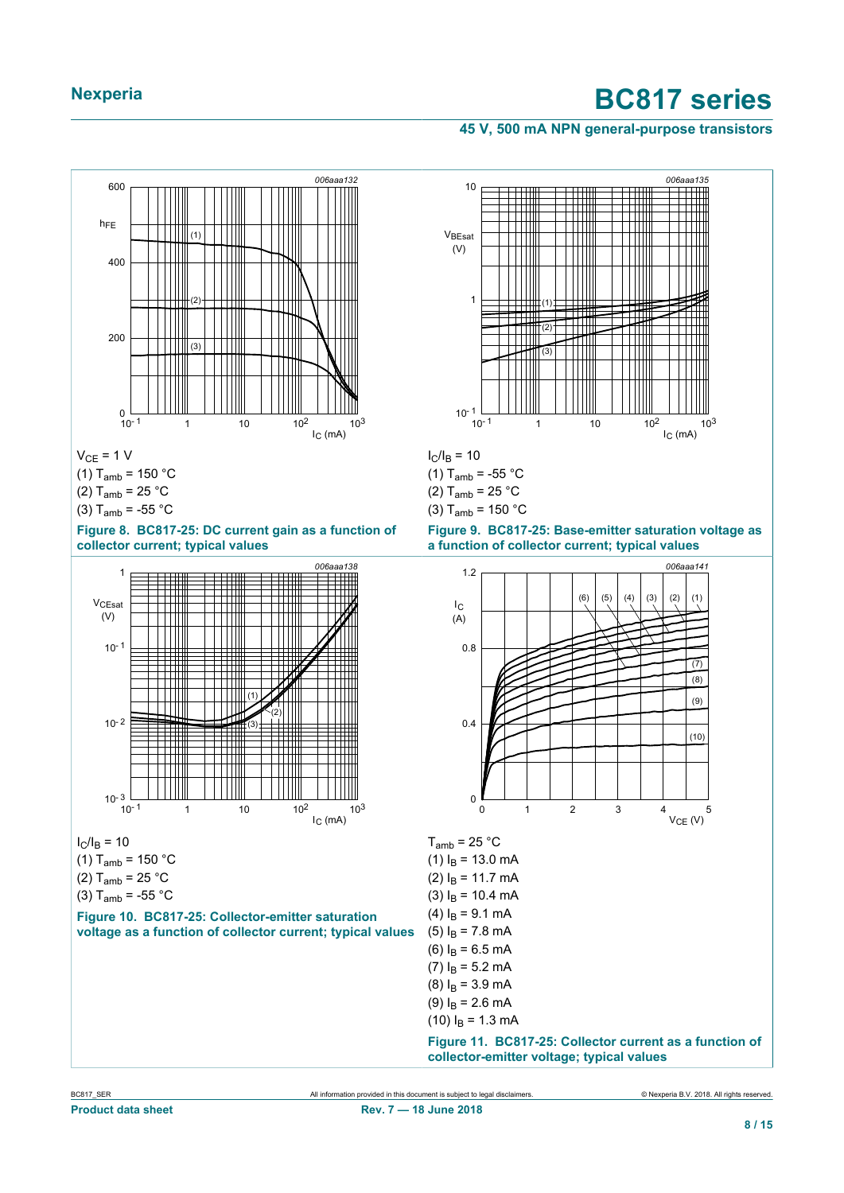$V_{CE}$ = 1 V

(1) $T_{amb}$ = 150 °C

(2) $T_{amb}$ = 25 °C

(3) $T_{amb}$ = -55 °C

**Figure 8. BC817-25: DC current gain as a function of collector current; typical values**

$I_C/I_B$ = 10

(1) $T_{amb}$ = -55 °C

(2) $T_{amb}$ = 25 °C

(3) $T_{amb}$ = 150 °C

**Figure 9. BC817-25: Base-emitter saturation voltage as a function of collector current; typical values**

$I_C/I_B$ = 10

(1) $T_{amb}$ = 150 °C

(2) $T_{amb}$ = 25 °C

(3) $T_{amb}$ = -55 °C

**Figure 10. BC817-25: Collector-emitter saturation voltage as a function of collector current; typical values**

$T_{amb}$ = 25 °C

(1) $I_B$ = 13.0 mA

(2) $I_B$ = 11.7 mA

(3) $I_B$ = 10.4 mA

(4) $I_B$ = 9.1 mA

(5) $I_B$ = 7.8 mA

(6) $I_B$ = 6.5 mA

(7) $I_B$ = 5.2 mA

(8) $I_B$ = 3.9 mA

(9) $I_B$ = 2.6 mA

(10) $I_B$ = 1.3 mA

**Figure 11. BC817-25: Collector current as a function of collector-emitter voltage; typical values**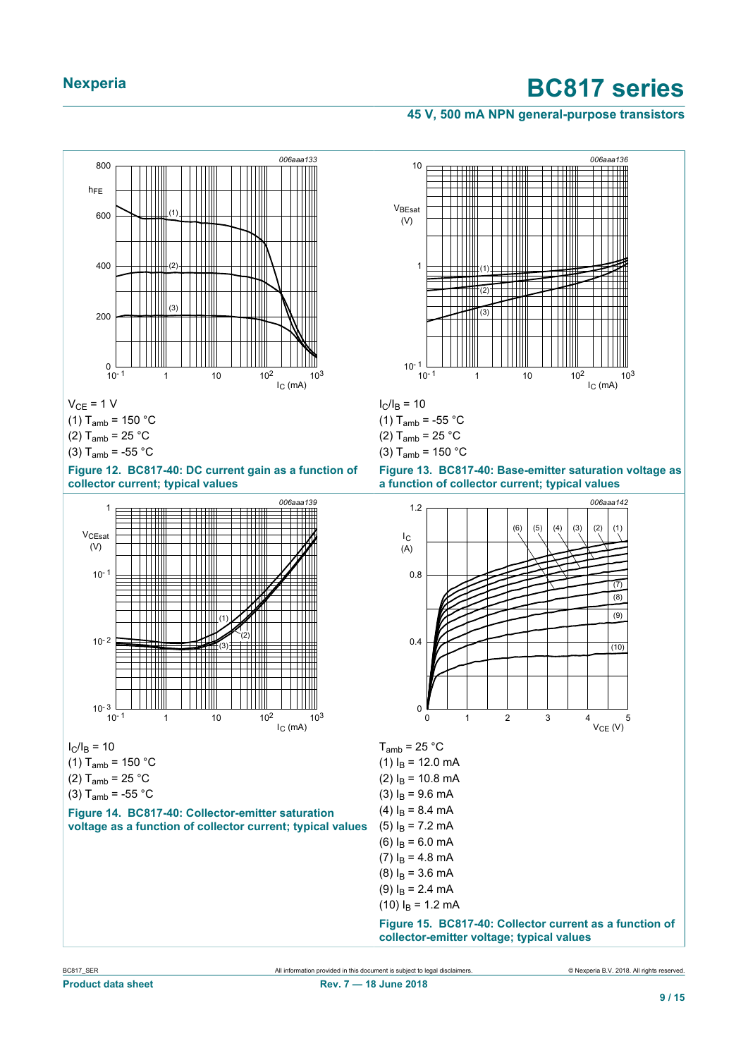$V_{CE}$ = 1 V

(1) $T_{amb}$ = 150 °C

(2) $T_{amb}$ = 25 °C

(3) $T_{amb}$ = -55 °C

**Figure 12. BC817-40: DC current gain as a function of collector current; typical values**

$I_C/I_B$ = 10

(1) $T_{amb}$ = -55 °C

(2) $T_{amb}$ = 25 °C

(3) $T_{amb}$ = 150 °C

**Figure 13. BC817-40: Base-emitter saturation voltage as a function of collector current; typical values**

$I_C/I_B$ = 10

(1) $T_{amb}$ = 150 °C

(2) $T_{amb}$ = 25 °C

(3) $T_{amb}$ = -55 °C

**Figure 14. BC817-40: Collector-emitter saturation voltage as a function of collector current; typical values**

$T_{amb}$ = 25 °C

(1) $I_B$ = 12.0 mA

(2) $I_B$ = 10.8 mA

(3) $I_B$ = 9.6 mA

(4) $I_B$ = 8.4 mA

(5) $I_B$ = 7.2 mA

(6) $I_B$ = 6.0 mA

(7) $I_B$ = 4.8 mA

(8) $I_B$ = 3.6 mA

(9) $I_B$ = 2.4 mA

(10) $I_B$ = 1.2 mA

**Figure 15. BC817-40: Collector current as a function of collector-emitter voltage; typical values**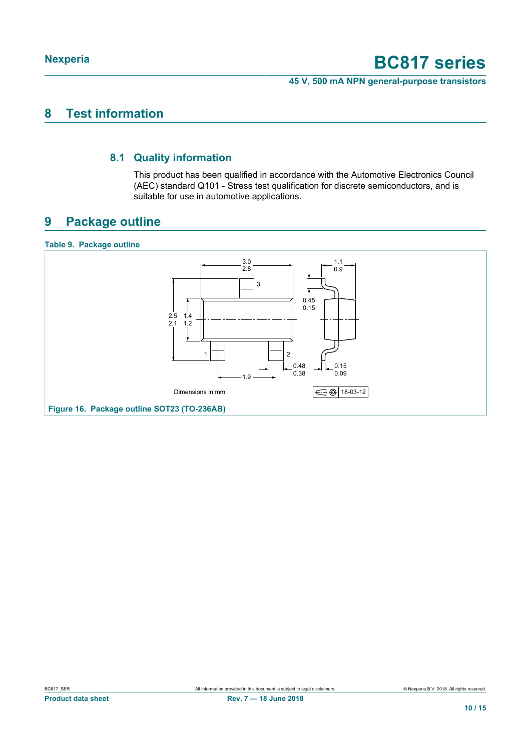## 8 Test information

### 8.1 Quality information

This product has been qualified in accordance with the Automotive Electronics Council (AEC) standard Q101 - Stress test qualification for discrete semiconductors, and is suitable for use in automotive applications.

## 9 Package outline

**Table 9. Package outline**

Dimensions in mm

18-03-12

**Figure 16. Package outline SOT23 (TO-236AB)**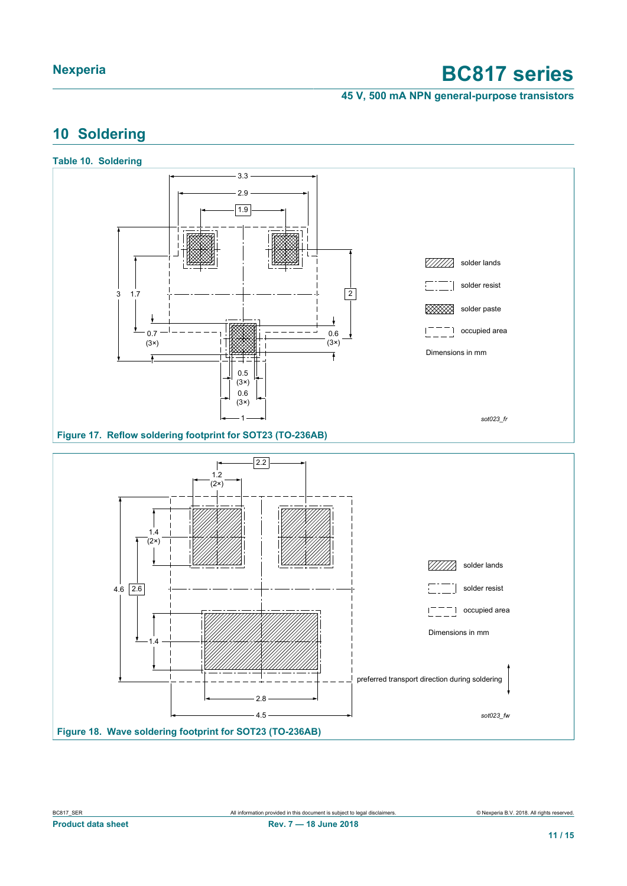## 10 Soldering

**Table 10. Soldering**

solder lands

solder resist

solder paste

occupied area

Dimensions in mm

sot023_fr

**Figure 17. Reflow soldering footprint for SOT23 (TO-236AB)**

solder lands

solder resist

occupied area

Dimensions in mm

preferred transport direction during soldering

sot023_fw

**Figure 18. Wave soldering footprint for SOT23 (TO-236AB)**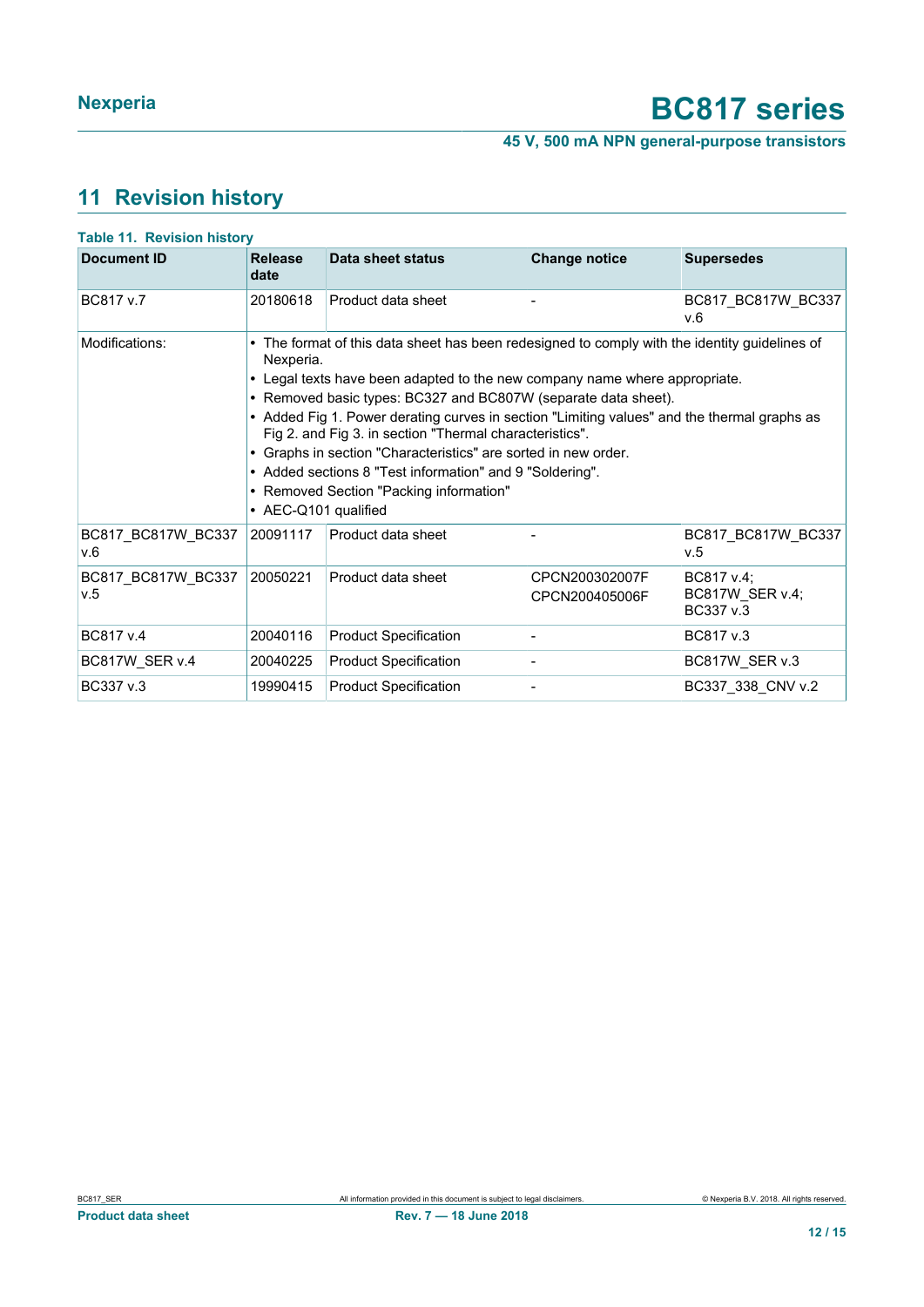## 11 Revision history

**Table 11. Revision history**

| Document ID | Release date | Data sheet status | Change notice | Supersedes |
|---|---|---|---|---|
| BC817 v.7 | 20180618 | Product data sheet | - | BC817_BC817W_BC337 v.6 |
| Modifications: | • The format of this data sheet has been redesigned to comply with the identity guidelines of Nexperia. • Legal texts have been adapted to the new company name where appropriate. • Removed basic types: BC327 and BC807W (separate data sheet). • Added Fig 1. Power derating curves in section "Limiting values" and the thermal graphs as Fig 2. and Fig 3. in section "Thermal characteristics". • Graphs in section "Characteristics" are sorted in new order. • Added sections 8 "Test information" and 9 "Soldering". • Removed Section "Packing information" • AEC-Q101 qualified | | | |
| BC817_BC817W_BC337 v.6 | 20091117 | Product data sheet | - | BC817_BC817W_BC337 v.5 |
| BC817_BC817W_BC337 v.5 | 20050221 | Product data sheet | CPCN200302007F CPCN200405006F | BC817 v.4; BC817W_SER v.4; BC337 v.3 |
| BC817 v.4 | 20040116 | Product Specification | - | BC817 v.3 |
| BC817W_SER v.4 | 20040225 | Product Specification | - | BC817W_SER v.3 |
| BC337 v.3 | 19990415 | Product Specification | - | BC337_338_CNV v.2 |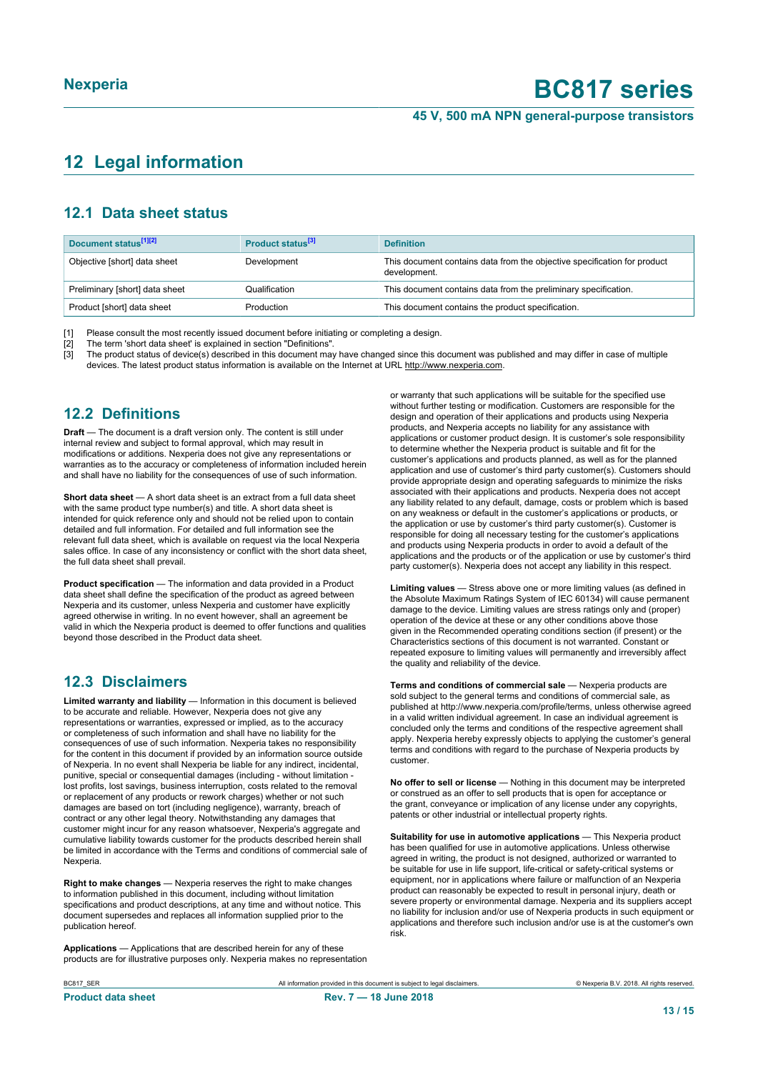## 12 Legal information

### 12.1 Data sheet status

| Document status[1][2] | Product status[3] | Definition |
|---|---|---|
| Objective [short] data sheet | Development | This document contains data from the objective specification for product development. |
| Preliminary [short] data sheet | Qualification | This document contains data from the preliminary specification. |
| Product [short] data sheet | Production | This document contains the product specification. |

[1] Please consult the most recently issued document before initiating or completing a design.
[2] The term 'short data sheet' is explained in section "Definitions".
[3] The product status of device(s) described in this document may have changed since this document was published and may differ in case of multiple devices. The latest product status information is available on the Internet at URL http://www.nexperia.com.

### 12.2 Definitions

**Draft** — The document is a draft version only. The content is still under internal review and subject to formal approval, which may result in modifications or additions. Nexperia does not give any representations or warranties as to the accuracy or completeness of information included herein and shall have no liability for the consequences of use of such information.

**Short data sheet** — A short data sheet is an extract from a full data sheet with the same product type number(s) and title. A short data sheet is intended for quick reference only and should not be relied upon to contain detailed and full information. For detailed and full information see the relevant full data sheet, which is available on request via the local Nexperia sales office. In case of any inconsistency or conflict with the short data sheet, the full data sheet shall prevail.

**Product specification** — The information and data provided in a Product data sheet shall define the specification of the product as agreed between Nexperia and its customer, unless Nexperia and customer have explicitly agreed otherwise in writing. In no event however, shall an agreement be valid in which the Nexperia product is deemed to offer functions and qualities beyond those described in the Product data sheet.

### 12.3 Disclaimers

**Limited warranty and liability** — Information in this document is believed to be accurate and reliable. However, Nexperia does not give any representations or warranties, expressed or implied, as to the accuracy or completeness of such information and shall have no liability for the consequences of use of such information. Nexperia takes no responsibility for the content in this document if provided by an information source outside of Nexperia. In no event shall Nexperia be liable for any indirect, incidental, punitive, special or consequential damages (including - without limitation - lost profits, lost savings, business interruption, costs related to the removal or replacement of any products or rework charges) whether or not such damages are based on tort (including negligence), warranty, breach of contract or any other legal theory. Notwithstanding any damages that customer might incur for any reason whatsoever, Nexperia's aggregate and cumulative liability towards customer for the products described herein shall be limited in accordance with the Terms and conditions of commercial sale of Nexperia.

**Right to make changes** — Nexperia reserves the right to make changes to information published in this document, including without limitation specifications and product descriptions, at any time and without notice. This document supersedes and replaces all information supplied prior to the publication hereof.

**Applications** — Applications that are described herein for any of these products are for illustrative purposes only. Nexperia makes no representation or warranty that such applications will be suitable for the specified use without further testing or modification. Customers are responsible for the design and operation of their applications and products using Nexperia products, and Nexperia accepts no liability for any assistance with applications or customer product design. It is customer's sole responsibility to determine whether the Nexperia product is suitable and fit for the customer's applications and products planned, as well as for the planned application and use of customer's third party customer(s). Customers should provide appropriate design and operating safeguards to minimize the risks associated with their applications and products. Nexperia does not accept any liability related to any default, damage, costs or problem which is based on any weakness or default in the customer's applications or products, or the application or use by customer's third party customer(s). Customer is responsible for doing all necessary testing for the customer's applications and products using Nexperia products in order to avoid a default of the applications and the products or of the application or use by customer's third party customer(s). Nexperia does not accept any liability in this respect.

**Limiting values** — Stress above one or more limiting values (as defined in the Absolute Maximum Ratings System of IEC 60134) will cause permanent damage to the device. Limiting values are stress ratings only and (proper) operation of the device at these or any other conditions above those given in the Recommended operating conditions section (if present) or the Characteristics sections of this document is not warranted. Constant or repeated exposure to limiting values will permanently and irreversibly affect the quality and reliability of the device.

**Terms and conditions of commercial sale** — Nexperia products are sold subject to the general terms and conditions of commercial sale, as published at http://www.nexperia.com/profile/terms, unless otherwise agreed in a valid written individual agreement. In case an individual agreement is concluded only the terms and conditions of the respective agreement shall apply. Nexperia hereby expressly objects to applying the customer's general terms and conditions with regard to the purchase of Nexperia products by customer.

**No offer to sell or license** — Nothing in this document may be interpreted or construed as an offer to sell products that is open for acceptance or the grant, conveyance or implication of any license under any copyrights, patents or other industrial or intellectual property rights.

**Suitability for use in automotive applications** — This Nexperia product has been qualified for use in automotive applications. Unless otherwise agreed in writing, the product is not designed, authorized or warranted to be suitable for use in life support, life-critical or safety-critical systems or equipment, nor in applications where failure or malfunction of an Nexperia product can reasonably be expected to result in personal injury, death or severe property or environmental damage. Nexperia and its suppliers accept no liability for inclusion and/or use of Nexperia products in such equipment or applications and therefore such inclusion and/or use is at the customer's own risk.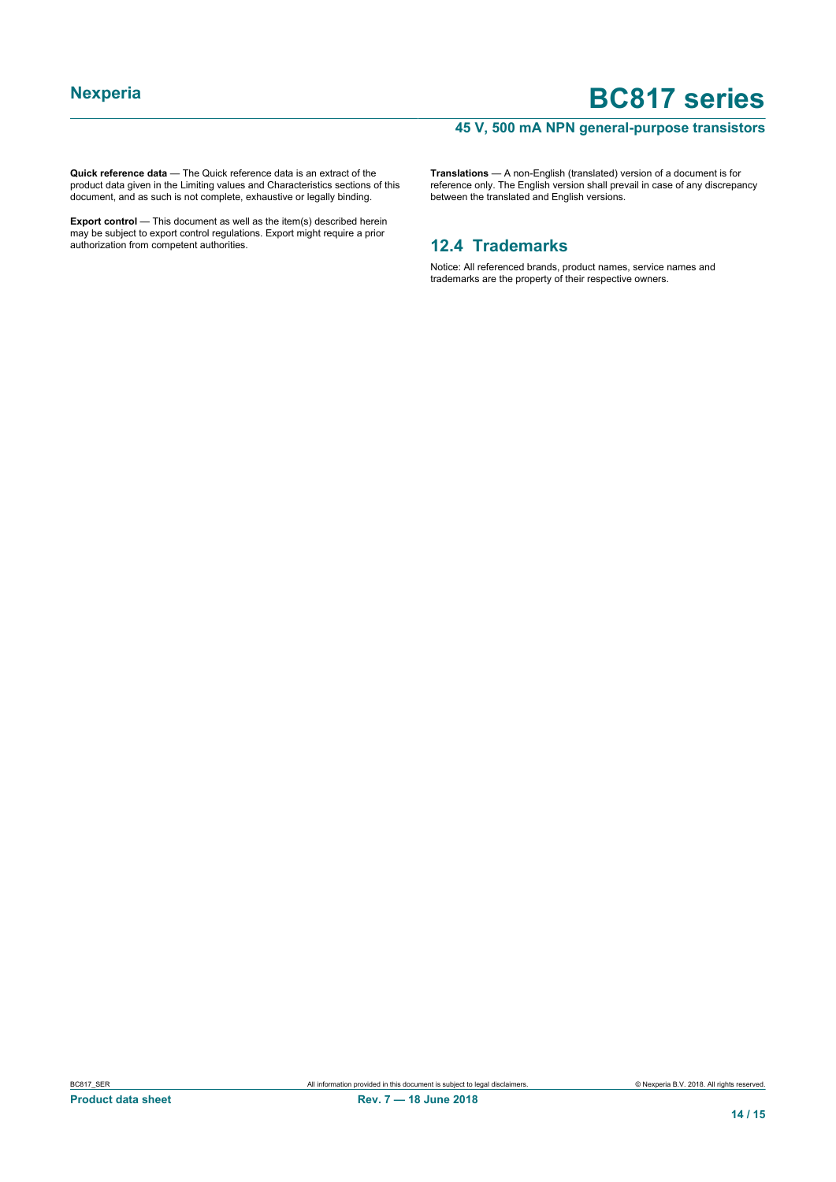**Quick reference data** — The Quick reference data is an extract of the product data given in the Limiting values and Characteristics sections of this document, and as such is not complete, exhaustive or legally binding.

**Export control** — This document as well as the item(s) described herein may be subject to export control regulations. Export might require a prior authorization from competent authorities.

**Translations** — A non-English (translated) version of a document is for reference only. The English version shall prevail in case of any discrepancy between the translated and English versions.

## 12.4 Trademarks

Notice: All referenced brands, product names, service names and trademarks are the property of their respective owners.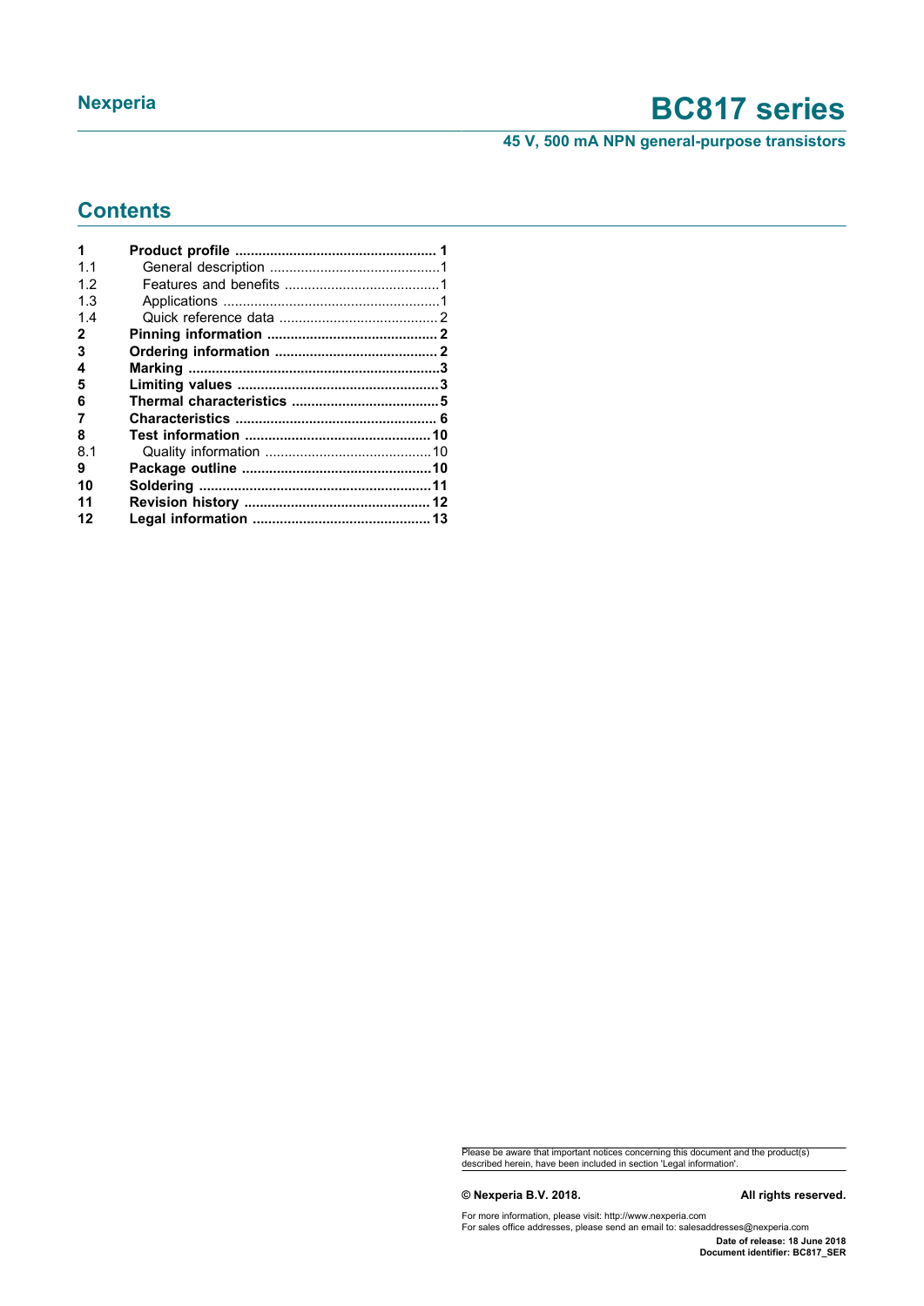# Contents

| | | |
|---|---|---|
| **1** | **Product profile** | **1** |
| 1.1 | General description | 1 |
| 1.2 | Features and benefits | 1 |
| 1.3 | Applications | 1 |
| 1.4 | Quick reference data | 2 |
| **2** | **Pinning information** | **2** |
| **3** | **Ordering information** | **2** |
| **4** | **Marking** | **3** |
| **5** | **Limiting values** | **3** |
| **6** | **Thermal characteristics** | **5** |
| **7** | **Characteristics** | **6** |
| **8** | **Test information** | **10** |
| 8.1 | Quality information | 10 |
| **9** | **Package outline** | **10** |
| **10** | **Soldering** | **11** |
| **11** | **Revision history** | **12** |
| **12** | **Legal information** | **13** |

Please be aware that important notices concerning this document and the product(s) described herein, have been included in section 'Legal information'.

**© Nexperia B.V. 2018.** **All rights reserved.**

For more information, please visit: http://www.nexperia.com
For sales office addresses, please send an email to: salesaddresses@nexperia.com

**Date of release: 18 June 2018**
**Document identifier: BC817_SER**